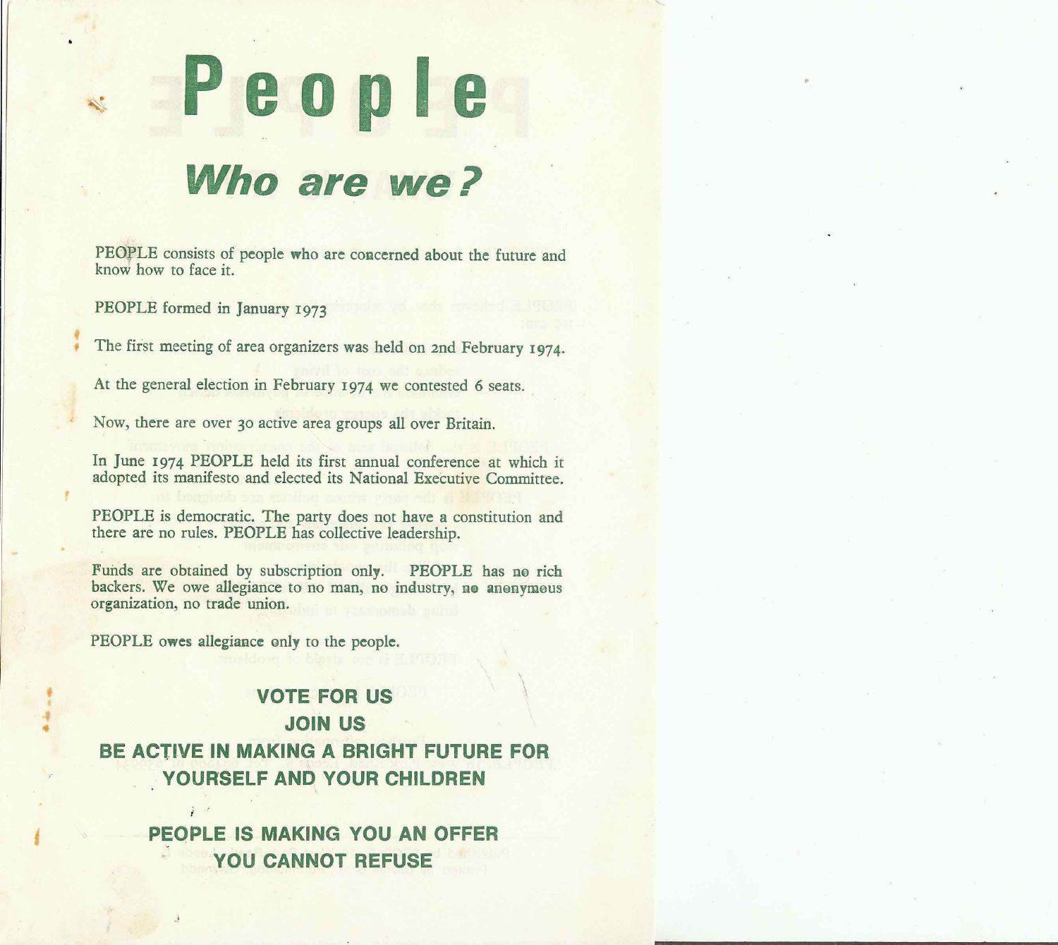# People

## *Who are we?*

PEOPLE consists of people who are concerned about the future and know how to face it.

PEOPLE formed in January 1973

The first meeting of area organizers was held on 2nd February 1974.

At the general election in February 1974 we contested 6 seats.

Now, there are over 30 active area groups all over Britain.

In June 1974 PEOPLE held its first annual conference at which it adopted its manifesto and elected its National Executive Committee.

PEOPLE is democratic. The party does not have a constitution and there are no rules. PEOPLE has collective leadership.

Funds are obtained by subscription only. PEOPLE has no rich backers. We owe allegiance to no man, no industry, no anonymous organization, no trade union.

PEOPLE owes allegiance only to the people.

**VOTE FOR US**

**JOIN US**

**BE ACTIVE IN MAKING A BRIGHT FUTURE FOR YOURSELF AND YOUR CHILDREN**

**PEOPLE IS MAKING YOU AN OFFER YOU CANNOT REFUSE**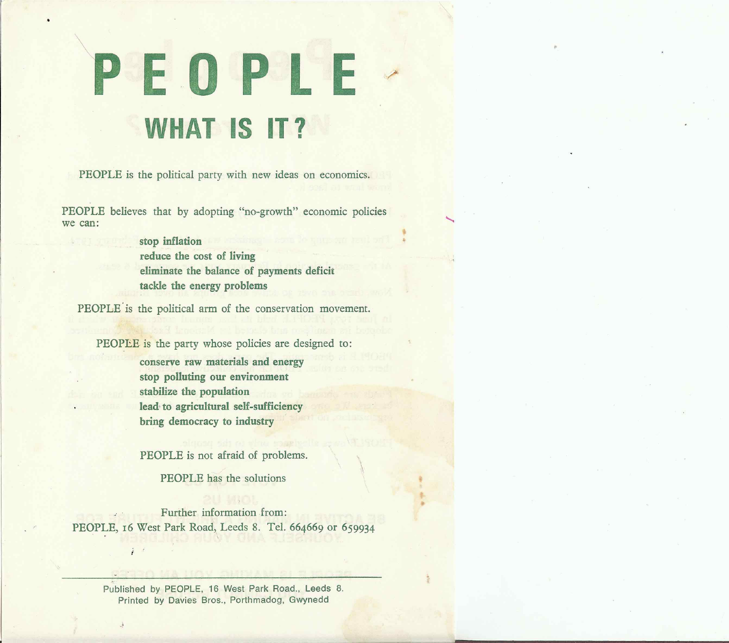# PEOPLE

## WHAT IS IT?

PEOPLE is the political party with new ideas on economics.

PEOPLE believes that by adopting "no-growth" economic policies we can:

- **stop inflation**
- **reduce the cost of living**
- **eliminate the balance of payments deficit**
- **tackle the energy problems**

PEOPLE is the political arm of the conservation movement.

PEOPLE is the party whose policies are designed to:

- **conserve raw materials and energy**
- **stop polluting our environment**
- **stabilize the population**
- **lead to agricultural self-sufficiency**
- **bring democracy to industry**

PEOPLE is not afraid of problems.

PEOPLE has the solutions

Further information from:
PEOPLE, 16 West Park Road, Leeds 8. Tel. 664669 or 659934

---

Published by PEOPLE, 16 West Park Road., Leeds 8.
Printed by Davies Bros., Porthmadog, Gwynedd